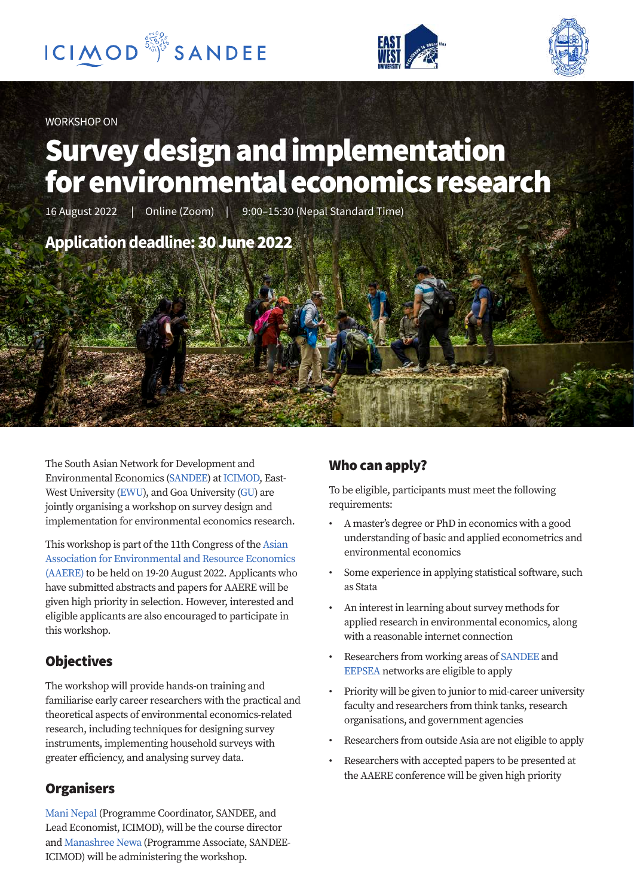WORKSHOP ON

# Survey design and implementation for environmental economics research

16 August 2022 | Online (Zoom) | 9:00–15:30 (Nepal Standard Time)

## Application deadline: 30 June 2022

The South Asian Network for Development and Environmental Economics (SANDEE) at ICIMOD, East-West University (EWU), and Goa University (GU) are jointly organising a workshop on survey design and implementation for environmental economics research.

This workshop is part of the 11th Congress of the Asian Association for Environmental and Resource Economics (AAERE) to be held on 19-20 August 2022. Applicants who have submitted abstracts and papers for AAERE will be given high priority in selection. However, interested and eligible applicants are also encouraged to participate in this workshop.

## Objectives

The workshop will provide hands-on training and familiarise early career researchers with the practical and theoretical aspects of environmental economics-related research, including techniques for designing survey instruments, implementing household surveys with greater efficiency, and analysing survey data.

## Organisers

Mani Nepal (Programme Coordinator, SANDEE, and Lead Economist, ICIMOD), will be the course director and Manashree Newa (Programme Associate, SANDEE-ICIMOD) will be administering the workshop.

## Who can apply?

To be eligible, participants must meet the following requirements:

- A master's degree or PhD in economics with a good understanding of basic and applied econometrics and environmental economics
- Some experience in applying statistical software, such as Stata
- An interest in learning about survey methods for applied research in environmental economics, along with a reasonable internet connection
- Researchers from working areas of SANDEE and EEPSEA networks are eligible to apply
- Priority will be given to junior to mid-career university faculty and researchers from think tanks, research organisations, and government agencies
- Researchers from outside Asia are not eligible to apply
- Researchers with accepted papers to be presented at the AAERE conference will be given high priority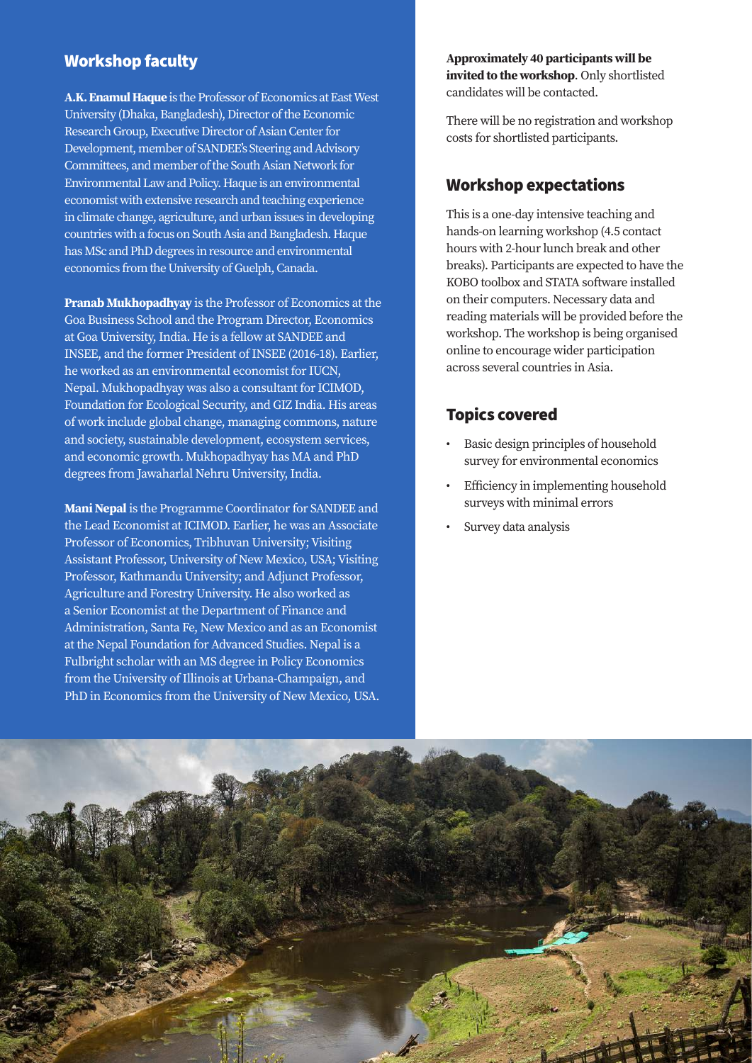## Workshop faculty

**A.K. Enamul Haque** is the Professor of Economics at East West University (Dhaka, Bangladesh), Director of the Economic Research Group, Executive Director of Asian Center for Development, member of SANDEE's Steering and Advisory Committees, and member of the South Asian Network for Environmental Law and Policy. Haque is an environmental economist with extensive research and teaching experience in climate change, agriculture, and urban issues in developing countries with a focus on South Asia and Bangladesh. Haque has MSc and PhD degrees in resource and environmental economics from the University of Guelph, Canada.

**Pranab Mukhopadhyay** is the Professor of Economics at the Goa Business School and the Program Director, Economics at Goa University, India. He is a fellow at SANDEE and INSEE, and the former President of INSEE (2016-18). Earlier, he worked as an environmental economist for IUCN, Nepal. Mukhopadhyay was also a consultant for ICIMOD, Foundation for Ecological Security, and GIZ India. His areas of work include global change, managing commons, nature and society, sustainable development, ecosystem services, and economic growth. Mukhopadhyay has MA and PhD degrees from Jawaharlal Nehru University, India.

**Mani Nepal** is the Programme Coordinator for SANDEE and the Lead Economist at ICIMOD. Earlier, he was an Associate Professor of Economics, Tribhuvan University; Visiting Assistant Professor, University of New Mexico, USA; Visiting Professor, Kathmandu University; and Adjunct Professor, Agriculture and Forestry University. He also worked as a Senior Economist at the Department of Finance and Administration, Santa Fe, New Mexico and as an Economist at the Nepal Foundation for Advanced Studies. Nepal is a Fulbright scholar with an MS degree in Policy Economics from the University of Illinois at Urbana-Champaign, and PhD in Economics from the University of New Mexico, USA.

**Approximately 40 participants will be invited to the workshop**. Only shortlisted candidates will be contacted.

There will be no registration and workshop costs for shortlisted participants.

## Workshop expectations

This is a one-day intensive teaching and hands-on learning workshop (4.5 contact hours with 2-hour lunch break and other breaks). Participants are expected to have the KOBO toolbox and STATA software installed on their computers. Necessary data and reading materials will be provided before the workshop. The workshop is being organised online to encourage wider participation across several countries in Asia.

## Topics covered

- Basic design principles of household survey for environmental economics
- Efficiency in implementing household surveys with minimal errors
- Survey data analysis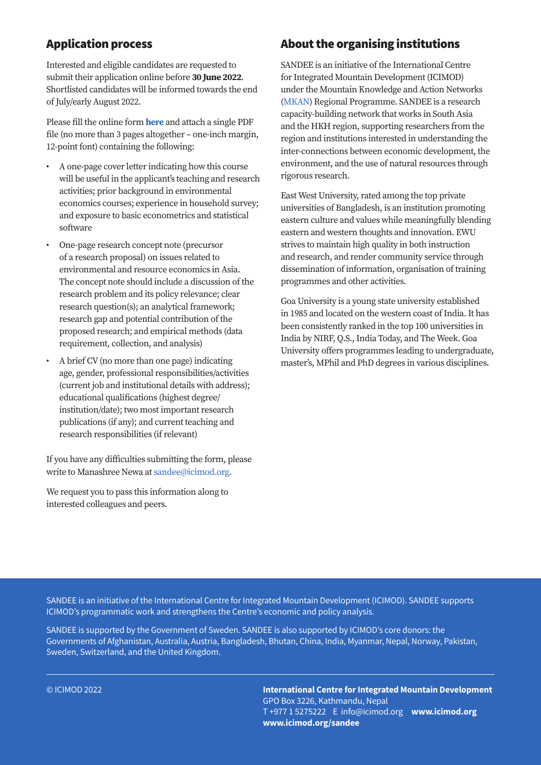## Application process

Interested and eligible candidates are requested to submit their application online before **30 June 2022**. Shortlisted candidates will be informed towards the end of July/early August 2022.

Please fill the online form **here** and attach a single PDF file (no more than 3 pages altogether – one-inch margin, 12-point font) containing the following:

- A one-page cover letter indicating how this course will be useful in the applicant's teaching and research activities; prior background in environmental economics courses; experience in household survey; and exposure to basic econometrics and statistical software
- One-page research concept note (precursor of a research proposal) on issues related to environmental and resource economics in Asia. The concept note should include a discussion of the research problem and its policy relevance; clear research question(s); an analytical framework; research gap and potential contribution of the proposed research; and empirical methods (data requirement, collection, and analysis)
- A brief CV (no more than one page) indicating age, gender, professional responsibilities/activities (current job and institutional details with address); educational qualifications (highest degree/institution/date); two most important research publications (if any); and current teaching and research responsibilities (if relevant)

If you have any difficulties submitting the form, please write to Manashree Newa at sandee@icimod.org.

We request you to pass this information along to interested colleagues and peers.

## About the organising institutions

SANDEE is an initiative of the International Centre for Integrated Mountain Development (ICIMOD) under the Mountain Knowledge and Action Networks (MKAN) Regional Programme. SANDEE is a research capacity-building network that works in South Asia and the HKH region, supporting researchers from the region and institutions interested in understanding the inter-connections between economic development, the environment, and the use of natural resources through rigorous research.

East West University, rated among the top private universities of Bangladesh, is an institution promoting eastern culture and values while meaningfully blending eastern and western thoughts and innovation. EWU strives to maintain high quality in both instruction and research, and render community service through dissemination of information, organisation of training programmes and other activities.

Goa University is a young state university established in 1985 and located on the western coast of India. It has been consistently ranked in the top 100 universities in India by NIRF, Q.S., India Today, and The Week. Goa University offers programmes leading to undergraduate, master's, MPhil and PhD degrees in various disciplines.

SANDEE is an initiative of the International Centre for Integrated Mountain Development (ICIMOD). SANDEE supports ICIMOD's programmatic work and strengthens the Centre's economic and policy analysis.

SANDEE is supported by the Government of Sweden. SANDEE is also supported by ICIMOD's core donors: the Governments of Afghanistan, Australia, Austria, Bangladesh, Bhutan, China, India, Myanmar, Nepal, Norway, Pakistan, Sweden, Switzerland, and the United Kingdom.

© ICIMOD 2022

**International Centre for Integrated Mountain Development**
GPO Box 3226, Kathmandu, Nepal
T +977 1 5275222 E info@icimod.org **www.icimod.org**
**www.icimod.org/sandee**